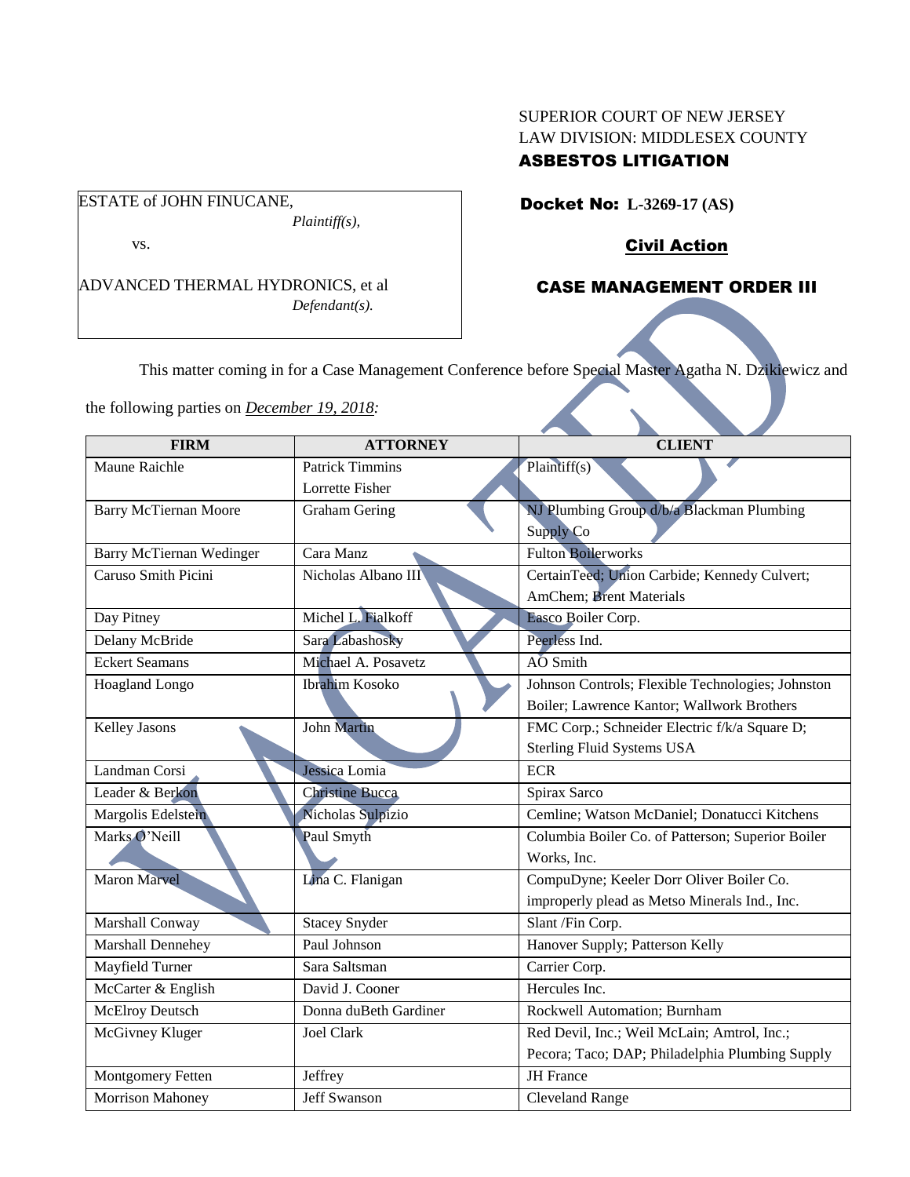SUPERIOR COURT OF NEW JERSEY
LAW DIVISION: MIDDLESEX COUNTY
**ASBESTOS LITIGATION**

ESTATE of JOHN FINUCANE,
*Plaintiff(s),*

vs.

ADVANCED THERMAL HYDRONICS, et al
*Defendant(s).*

**Docket No: L-3269-17 (AS)**

**Civil Action**

**CASE MANAGEMENT ORDER III**

VACATED

This matter coming in for a Case Management Conference before Special Master Agatha N. Dzikiewicz and the following parties on *December 19, 2018:*

| FIRM | ATTORNEY | CLIENT |
|---|---|---|
| Maune Raichle | Patrick Timmins<br>Lorrette Fisher | Plaintiff(s) |
| Barry McTiernan Moore | Graham Gering | NJ Plumbing Group d/b/a Blackman Plumbing Supply Co |
| Barry McTiernan Wedinger | Cara Manz | Fulton Boilerworks |
| Caruso Smith Picini | Nicholas Albano III | CertainTeed; Union Carbide; Kennedy Culvert; AmChem; Brent Materials |
| Day Pitney | Michel L. Fialkoff | Easco Boiler Corp. |
| Delany McBride | Sara Labashosky | Peerless Ind. |
| Eckert Seamans | Michael A. Posavetz | AO Smith |
| Hoagland Longo | Ibrahim Kosoko | Johnson Controls; Flexible Technologies; Johnston Boiler; Lawrence Kantor; Wallwork Brothers |
| Kelley Jasons | John Martin | FMC Corp.; Schneider Electric f/k/a Square D; Sterling Fluid Systems USA |
| Landman Corsi | Jessica Lomia | ECR |
| Leader & Berkon | Christine Bucca | Spirax Sarco |
| Margolis Edelstein | Nicholas Sulpizio | Cemline; Watson McDaniel; Donatucci Kitchens |
| Marks O'Neill | Paul Smyth | Columbia Boiler Co. of Patterson; Superior Boiler Works, Inc. |
| Maron Marvel | Lina C. Flanigan | CompuDyne; Keeler Dorr Oliver Boiler Co. improperly plead as Metso Minerals Ind., Inc. |
| Marshall Conway | Stacey Snyder | Slant /Fin Corp. |
| Marshall Dennehey | Paul Johnson | Hanover Supply; Patterson Kelly |
| Mayfield Turner | Sara Saltsman | Carrier Corp. |
| McCarter & English | David J. Cooner | Hercules Inc. |
| McElroy Deutsch | Donna duBeth Gardiner | Rockwell Automation; Burnham |
| McGivney Kluger | Joel Clark | Red Devil, Inc.; Weil McLain; Amtrol, Inc.; Pecora; Taco; DAP; Philadelphia Plumbing Supply |
| Montgomery Fetten | Jeffrey | JH France |
| Morrison Mahoney | Jeff Swanson | Cleveland Range |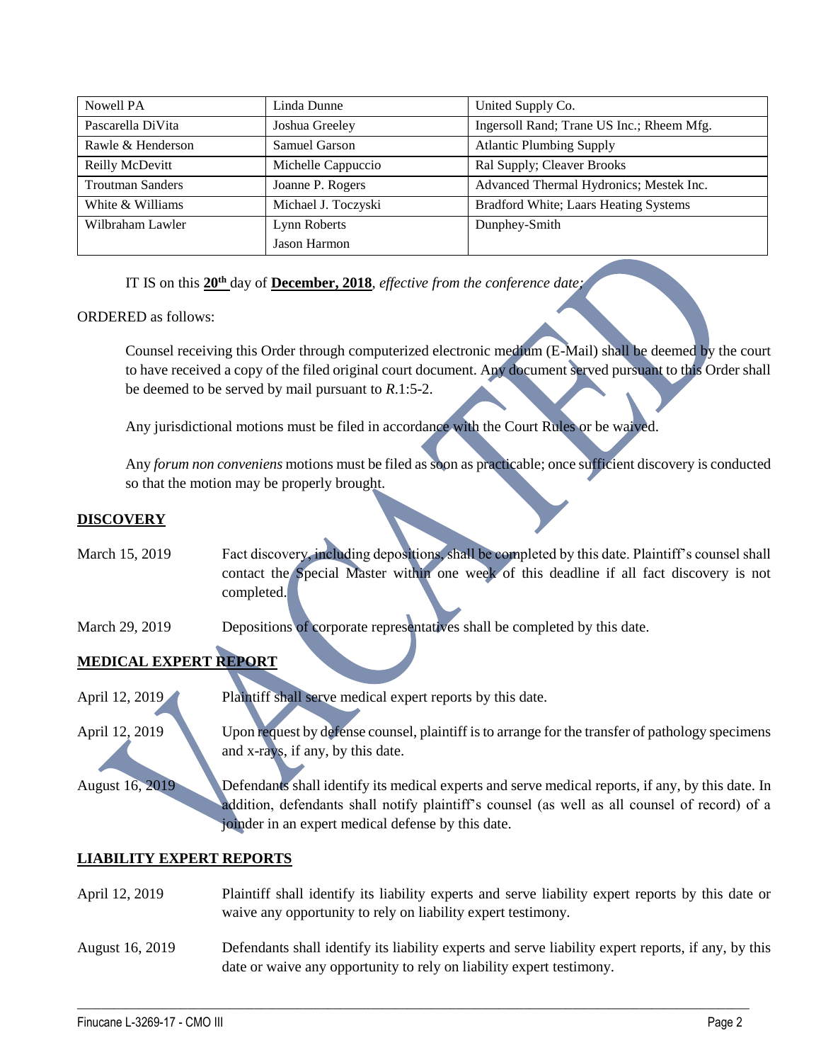| Nowell PA | Linda Dunne | United Supply Co. |
|---|---|---|
| Pascarella DiVita | Joshua Greeley | Ingersoll Rand; Trane US Inc.; Rheem Mfg. |
| Rawle & Henderson | Samuel Garson | Atlantic Plumbing Supply |
| Reilly McDevitt | Michelle Cappuccio | Ral Supply; Cleaver Brooks |
| Troutman Sanders | Joanne P. Rogers | Advanced Thermal Hydronics; Mestek Inc. |
| White & Williams | Michael J. Toczyski | Bradford White; Laars Heating Systems |
| Wilbraham Lawler | Lynn Roberts<br>Jason Harmon | Dunphey-Smith |

IT IS on this **20th** day of **December, 2018**, *effective from the conference date;*

ORDERED as follows:

Counsel receiving this Order through computerized electronic medium (E-Mail) shall be deemed by the court to have received a copy of the filed original court document. Any document served pursuant to this Order shall be deemed to be served by mail pursuant to *R*.1:5-2.

Any jurisdictional motions must be filed in accordance with the Court Rules or be waived.

Any *forum non conveniens* motions must be filed as soon as practicable; once sufficient discovery is conducted so that the motion may be properly brought.

## DISCOVERY

March 15, 2019 — Fact discovery, including depositions, shall be completed by this date. Plaintiff's counsel shall contact the Special Master within one week of this deadline if all fact discovery is not completed.

March 29, 2019 — Depositions of corporate representatives shall be completed by this date.

## MEDICAL EXPERT REPORT

April 12, 2019 — Plaintiff shall serve medical expert reports by this date.

April 12, 2019 — Upon request by defense counsel, plaintiff is to arrange for the transfer of pathology specimens and x-rays, if any, by this date.

August 16, 2019 — Defendants shall identify its medical experts and serve medical reports, if any, by this date. In addition, defendants shall notify plaintiff's counsel (as well as all counsel of record) of a joinder in an expert medical defense by this date.

## LIABILITY EXPERT REPORTS

April 12, 2019 — Plaintiff shall identify its liability experts and serve liability expert reports by this date or waive any opportunity to rely on liability expert testimony.

August 16, 2019 — Defendants shall identify its liability experts and serve liability expert reports, if any, by this date or waive any opportunity to rely on liability expert testimony.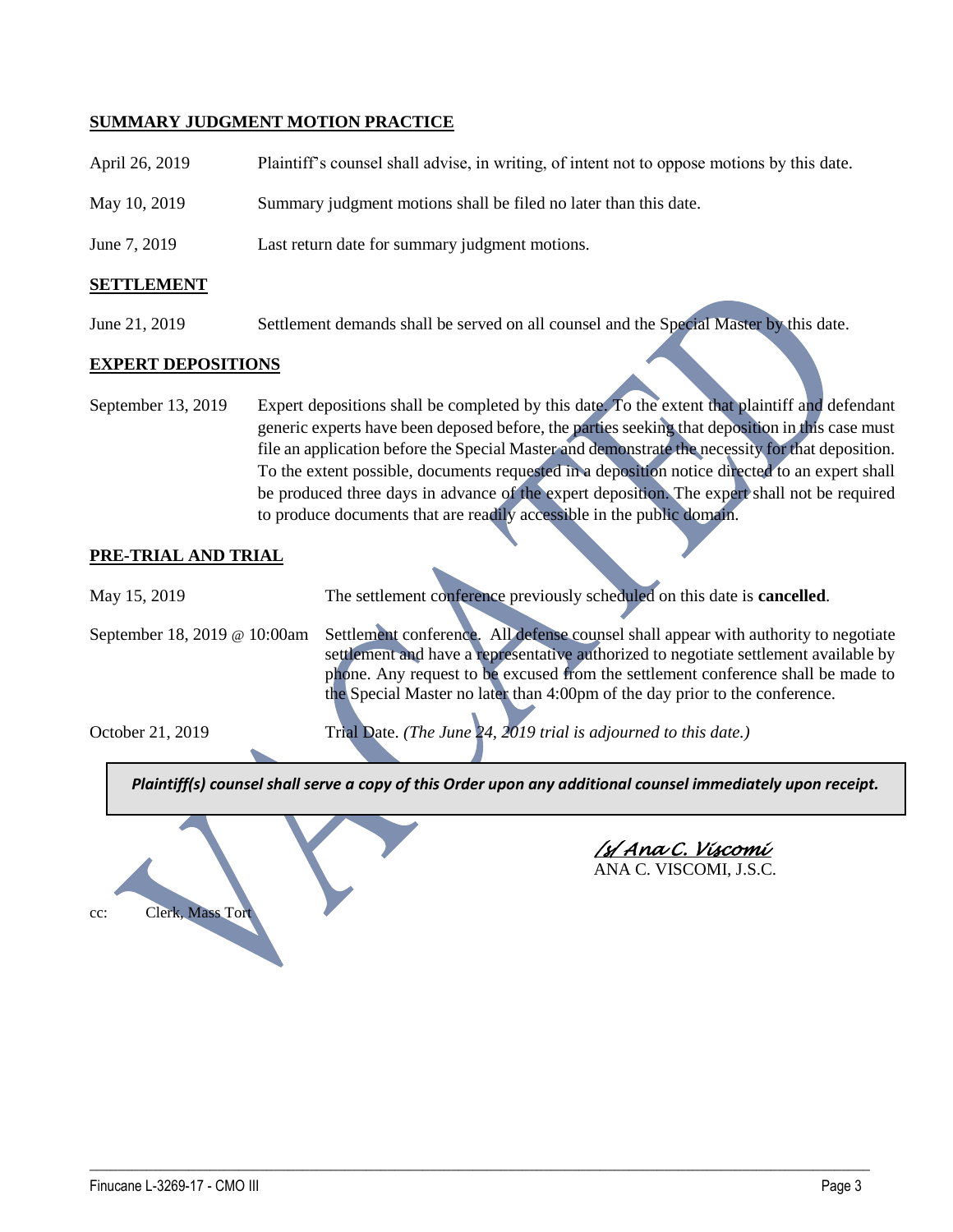**SUMMARY JUDGMENT MOTION PRACTICE**

| | |
|---|---|
| April 26, 2019 | Plaintiff's counsel shall advise, in writing, of intent not to oppose motions by this date. |
| May 10, 2019 | Summary judgment motions shall be filed no later than this date. |
| June 7, 2019 | Last return date for summary judgment motions. |

**SETTLEMENT**

| | |
|---|---|
| June 21, 2019 | Settlement demands shall be served on all counsel and the Special Master by this date. |

**EXPERT DEPOSITIONS**

| | |
|---|---|
| September 13, 2019 | Expert depositions shall be completed by this date. To the extent that plaintiff and defendant generic experts have been deposed before, the parties seeking that deposition in this case must file an application before the Special Master and demonstrate the necessity for that deposition. To the extent possible, documents requested in a deposition notice directed to an expert shall be produced three days in advance of the expert deposition. The expert shall not be required to produce documents that are readily accessible in the public domain. |

**PRE-TRIAL AND TRIAL**

| | |
|---|---|
| May 15, 2019 | The settlement conference previously scheduled on this date is **cancelled**. |
| September 18, 2019 @ 10:00am | Settlement conference. All defense counsel shall appear with authority to negotiate settlement and have a representative authorized to negotiate settlement available by phone. Any request to be excused from the settlement conference shall be made to the Special Master no later than 4:00pm of the day prior to the conference. |
| October 21, 2019 | Trial Date. *(The June 24, 2019 trial is adjourned to this date.)* |

***Plaintiff(s) counsel shall serve a copy of this Order upon any additional counsel immediately upon receipt.***

*/s/ Ana C. Viscomi*
ANA C. VISCOMI, J.S.C.

cc: Clerk, Mass Tort

VACATED